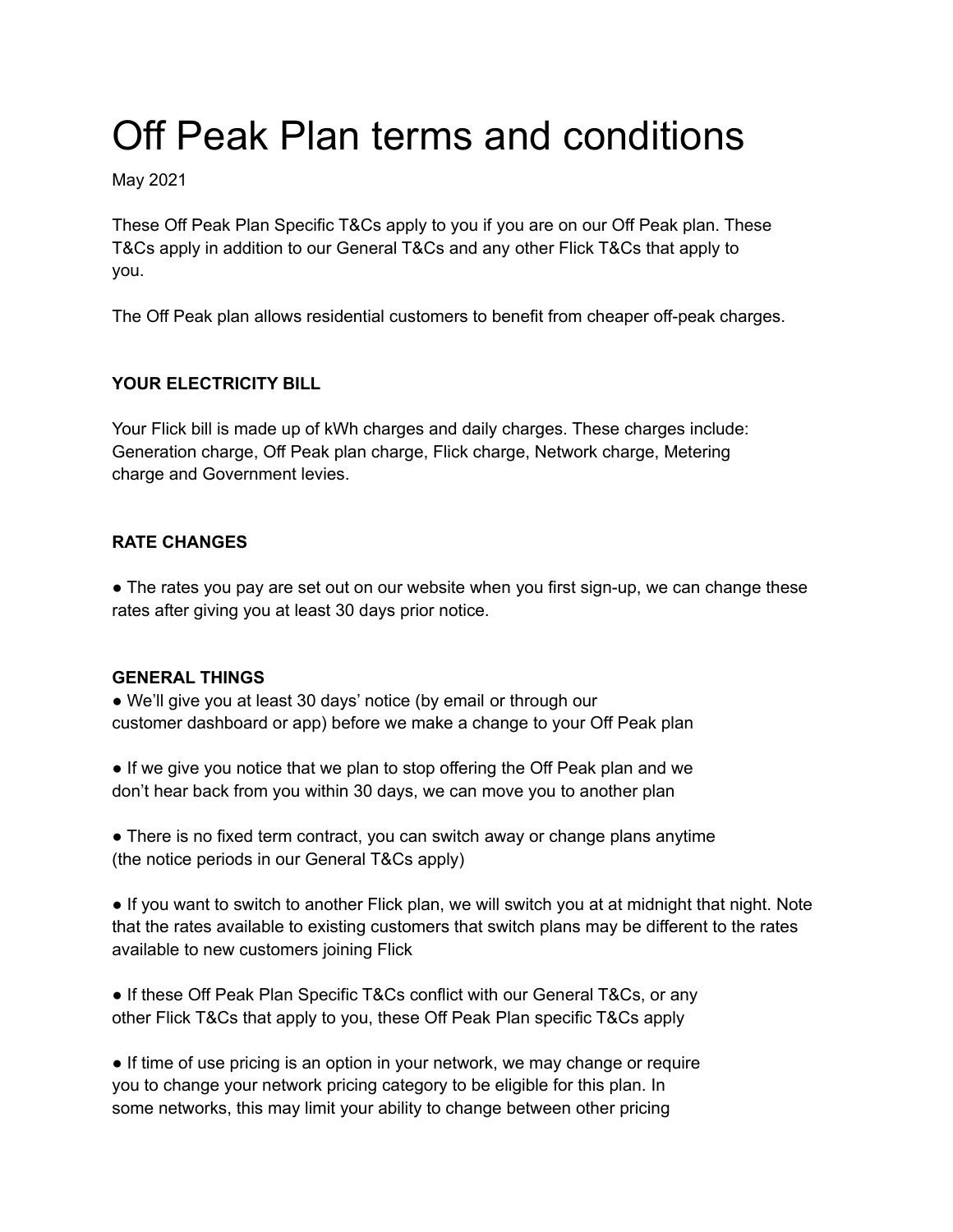# Off Peak Plan terms and conditions

May 2021

These Off Peak Plan Specific T&Cs apply to you if you are on our Off Peak plan. These T&Cs apply in addition to our General T&Cs and any other Flick T&Cs that apply to you.

The Off Peak plan allows residential customers to benefit from cheaper off-peak charges.

**YOUR ELECTRICITY BILL**

Your Flick bill is made up of kWh charges and daily charges. These charges include: Generation charge, Off Peak plan charge, Flick charge, Network charge, Metering charge and Government levies.

**RATE CHANGES**

- The rates you pay are set out on our website when you first sign-up, we can change these rates after giving you at least 30 days prior notice.

**GENERAL THINGS**

- We'll give you at least 30 days' notice (by email or through our customer dashboard or app) before we make a change to your Off Peak plan
- If we give you notice that we plan to stop offering the Off Peak plan and we don't hear back from you within 30 days, we can move you to another plan
- There is no fixed term contract, you can switch away or change plans anytime (the notice periods in our General T&Cs apply)
- If you want to switch to another Flick plan, we will switch you at at midnight that night. Note that the rates available to existing customers that switch plans may be different to the rates available to new customers joining Flick
- If these Off Peak Plan Specific T&Cs conflict with our General T&Cs, or any other Flick T&Cs that apply to you, these Off Peak Plan specific T&Cs apply
- If time of use pricing is an option in your network, we may change or require you to change your network pricing category to be eligible for this plan. In some networks, this may limit your ability to change between other pricing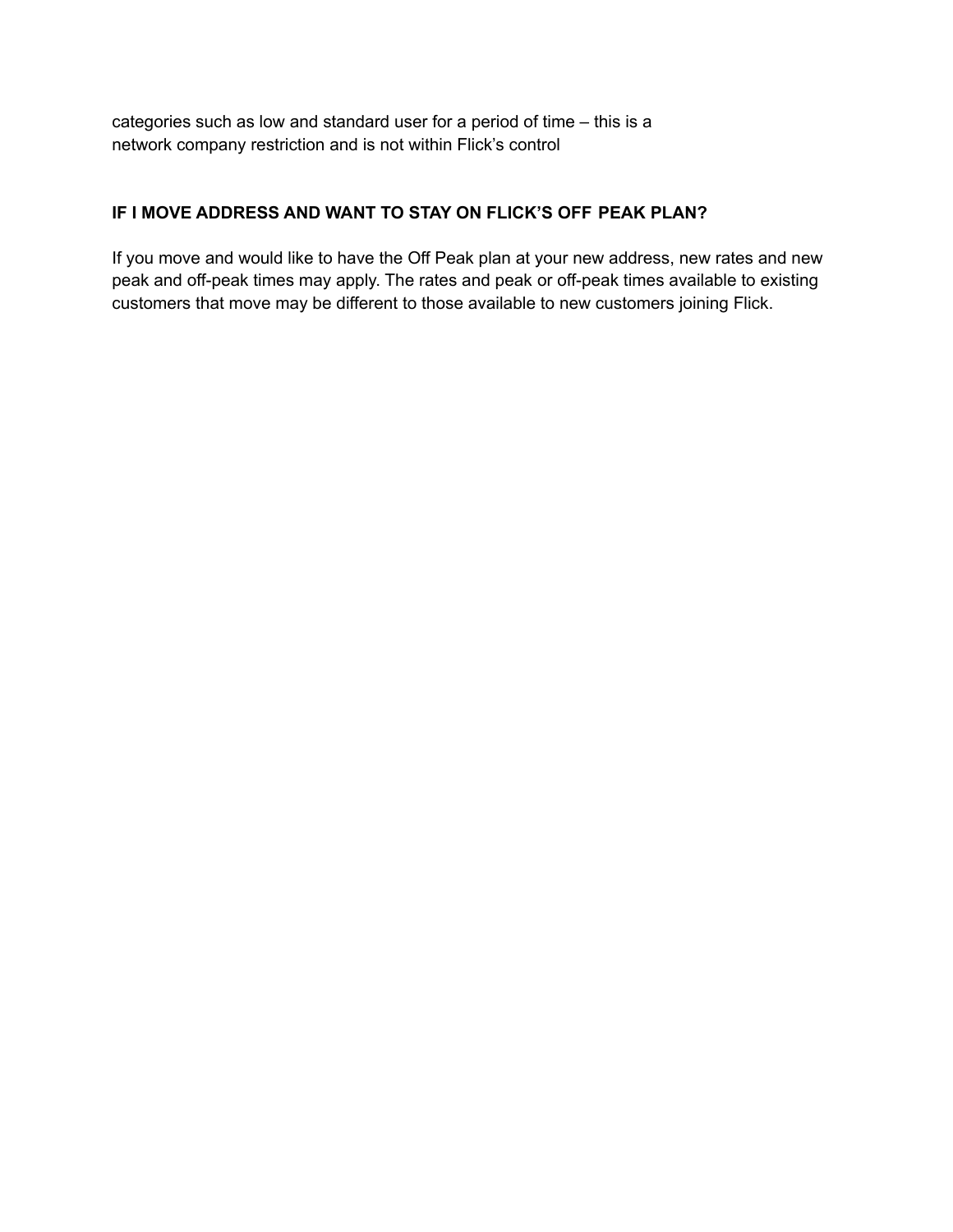categories such as low and standard user for a period of time – this is a network company restriction and is not within Flick's control

## IF I MOVE ADDRESS AND WANT TO STAY ON FLICK'S OFF PEAK PLAN?

If you move and would like to have the Off Peak plan at your new address, new rates and new peak and off-peak times may apply. The rates and peak or off-peak times available to existing customers that move may be different to those available to new customers joining Flick.